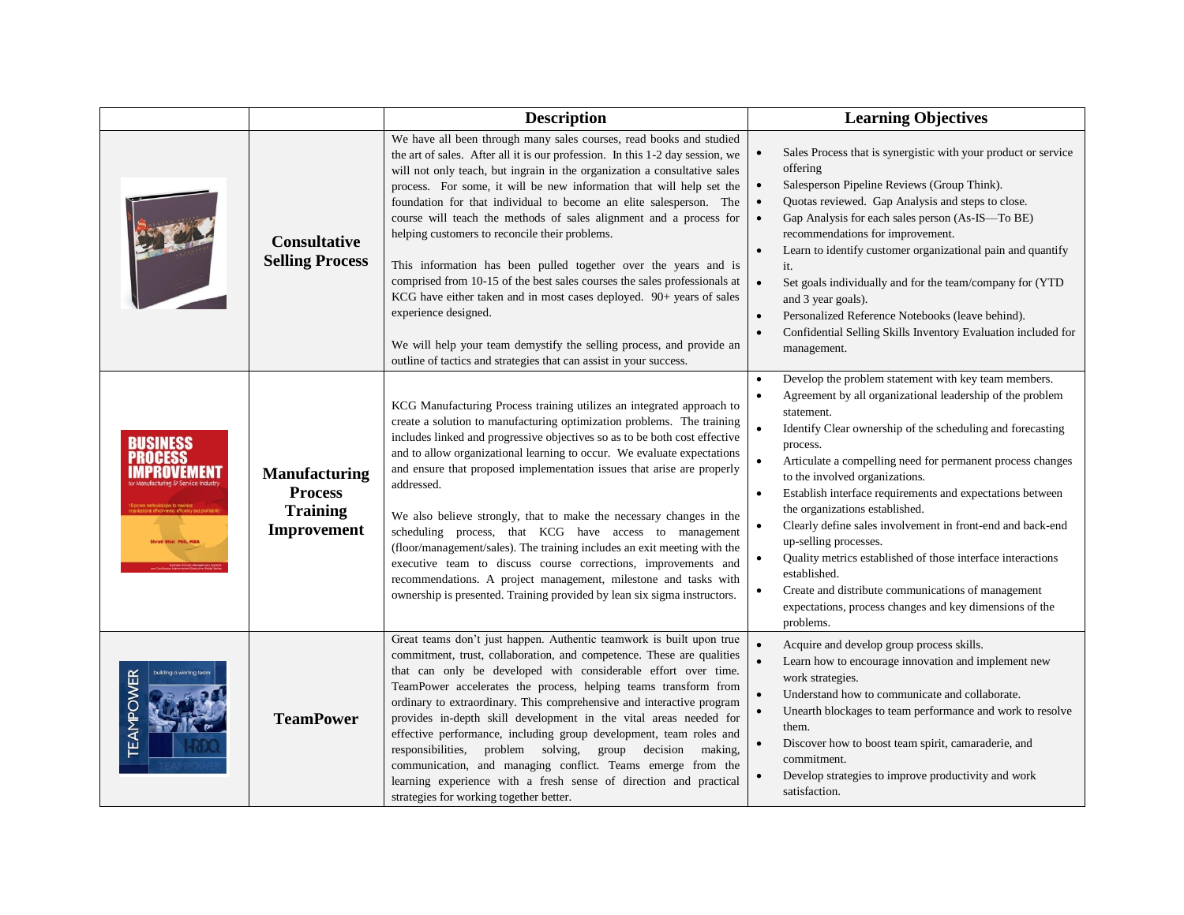| | | Description | Learning Objectives |
|---|---|---|---|
| | **Consultative Selling Process** | We have all been through many sales courses, read books and studied the art of sales. After all it is our profession. In this 1-2 day session, we will not only teach, but ingrain in the organization a consultative sales process. For some, it will be new information that will help set the foundation for that individual to become an elite salesperson. The course will teach the methods of sales alignment and a process for helping customers to reconcile their problems.<br><br>This information has been pulled together over the years and is comprised from 10-15 of the best sales courses the sales professionals at KCG have either taken and in most cases deployed. 90+ years of sales experience designed.<br><br>We will help your team demystify the selling process, and provide an outline of tactics and strategies that can assist in your success. | • Sales Process that is synergistic with your product or service offering<br>• Salesperson Pipeline Reviews (Group Think).<br>• Quotas reviewed. Gap Analysis and steps to close.<br>• Gap Analysis for each sales person (As-IS—To BE) recommendations for improvement.<br>• Learn to identify customer organizational pain and quantify it.<br>• Set goals individually and for the team/company for (YTD and 3 year goals).<br>• Personalized Reference Notebooks (leave behind).<br>• Confidential Selling Skills Inventory Evaluation included for management. |
| | **Manufacturing Process Training Improvement** | KCG Manufacturing Process training utilizes an integrated approach to create a solution to manufacturing optimization problems. The training includes linked and progressive objectives so as to be both cost effective and to allow organizational learning to occur. We evaluate expectations and ensure that proposed implementation issues that arise are properly addressed.<br><br>We also believe strongly, that to make the necessary changes in the scheduling process, that KCG have access to management (floor/management/sales). The training includes an exit meeting with the executive team to discuss course corrections, improvements and recommendations. A project management, milestone and tasks with ownership is presented. Training provided by lean six sigma instructors. | • Develop the problem statement with key team members.<br>• Agreement by all organizational leadership of the problem statement.<br>• Identify Clear ownership of the scheduling and forecasting process.<br>• Articulate a compelling need for permanent process changes to the involved organizations.<br>• Establish interface requirements and expectations between the organizations established.<br>• Clearly define sales involvement in front-end and back-end up-selling processes.<br>• Quality metrics established of those interface interactions established.<br>• Create and distribute communications of management expectations, process changes and key dimensions of the problems. |
| | **TeamPower** | Great teams don't just happen. Authentic teamwork is built upon true commitment, trust, collaboration, and competence. These are qualities that can only be developed with considerable effort over time. TeamPower accelerates the process, helping teams transform from ordinary to extraordinary. This comprehensive and interactive program provides in-depth skill development in the vital areas needed for effective performance, including group development, team roles and responsibilities, problem solving, group decision making, communication, and managing conflict. Teams emerge from the learning experience with a fresh sense of direction and practical strategies for working together better. | • Acquire and develop group process skills.<br>• Learn how to encourage innovation and implement new work strategies.<br>• Understand how to communicate and collaborate.<br>• Unearth blockages to team performance and work to resolve them.<br>• Discover how to boost team spirit, camaraderie, and commitment.<br>• Develop strategies to improve productivity and work satisfaction. |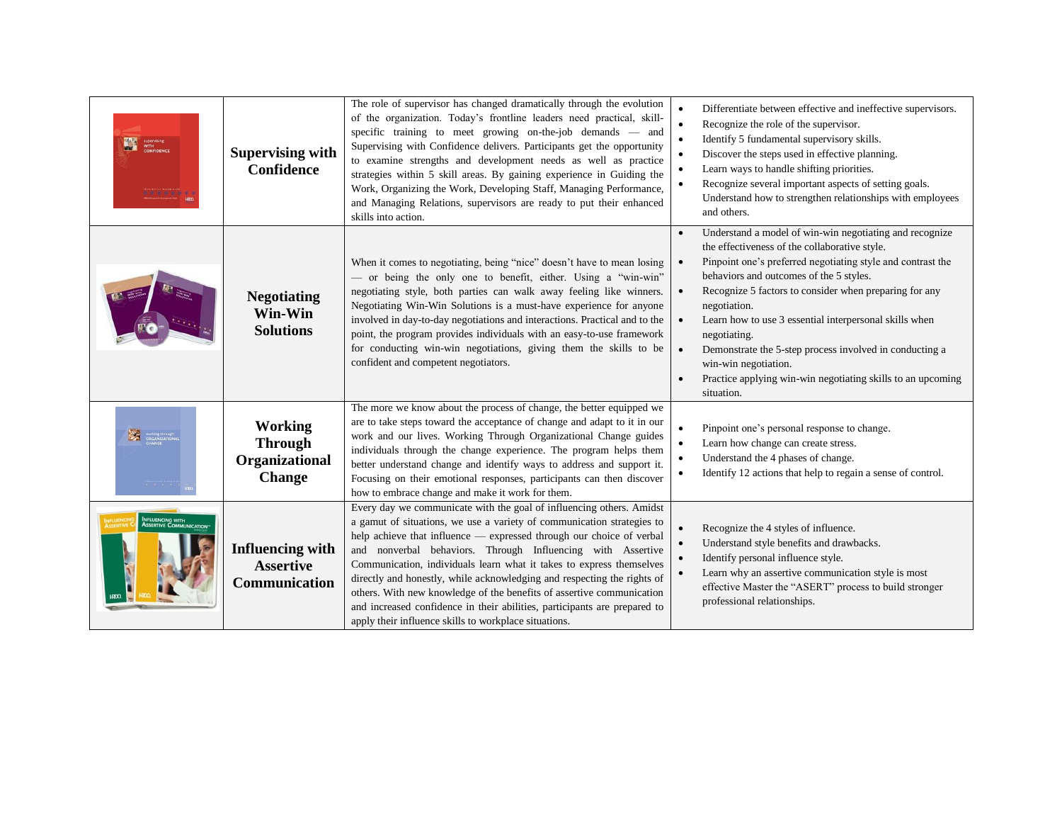| | | | |
|---|---|---|---|
| | **Supervising with Confidence** | The role of supervisor has changed dramatically through the evolution of the organization. Today's frontline leaders need practical, skill-specific training to meet growing on-the-job demands — and Supervising with Confidence delivers. Participants get the opportunity to examine strengths and development needs as well as practice strategies within 5 skill areas. By gaining experience in Guiding the Work, Organizing the Work, Developing Staff, Managing Performance, and Managing Relations, supervisors are ready to put their enhanced skills into action. | • Differentiate between effective and ineffective supervisors.<br>• Recognize the role of the supervisor.<br>• Identify 5 fundamental supervisory skills.<br>• Discover the steps used in effective planning.<br>• Learn ways to handle shifting priorities.<br>• Recognize several important aspects of setting goals. Understand how to strengthen relationships with employees and others. |
| | **Negotiating Win-Win Solutions** | When it comes to negotiating, being "nice" doesn't have to mean losing — or being the only one to benefit, either. Using a "win-win" negotiating style, both parties can walk away feeling like winners. Negotiating Win-Win Solutions is a must-have experience for anyone involved in day-to-day negotiations and interactions. Practical and to the point, the program provides individuals with an easy-to-use framework for conducting win-win negotiations, giving them the skills to be confident and competent negotiators. | • Understand a model of win-win negotiating and recognize the effectiveness of the collaborative style.<br>• Pinpoint one's preferred negotiating style and contrast the behaviors and outcomes of the 5 styles.<br>• Recognize 5 factors to consider when preparing for any negotiation.<br>• Learn how to use 3 essential interpersonal skills when negotiating.<br>• Demonstrate the 5-step process involved in conducting a win-win negotiation.<br>• Practice applying win-win negotiating skills to an upcoming situation. |
| | **Working Through Organizational Change** | The more we know about the process of change, the better equipped we are to take steps toward the acceptance of change and adapt to it in our work and our lives. Working Through Organizational Change guides individuals through the change experience. The program helps them better understand change and identify ways to address and support it. Focusing on their emotional responses, participants can then discover how to embrace change and make it work for them. | • Pinpoint one's personal response to change.<br>• Learn how change can create stress.<br>• Understand the 4 phases of change.<br>• Identify 12 actions that help to regain a sense of control. |
| | **Influencing with Assertive Communication** | Every day we communicate with the goal of influencing others. Amidst a gamut of situations, we use a variety of communication strategies to help achieve that influence — expressed through our choice of verbal and nonverbal behaviors. Through Influencing with Assertive Communication, individuals learn what it takes to express themselves directly and honestly, while acknowledging and respecting the rights of others. With new knowledge of the benefits of assertive communication and increased confidence in their abilities, participants are prepared to apply their influence skills to workplace situations. | • Recognize the 4 styles of influence.<br>• Understand style benefits and drawbacks.<br>• Identify personal influence style.<br>• Learn why an assertive communication style is most effective Master the "ASERT" process to build stronger professional relationships. |